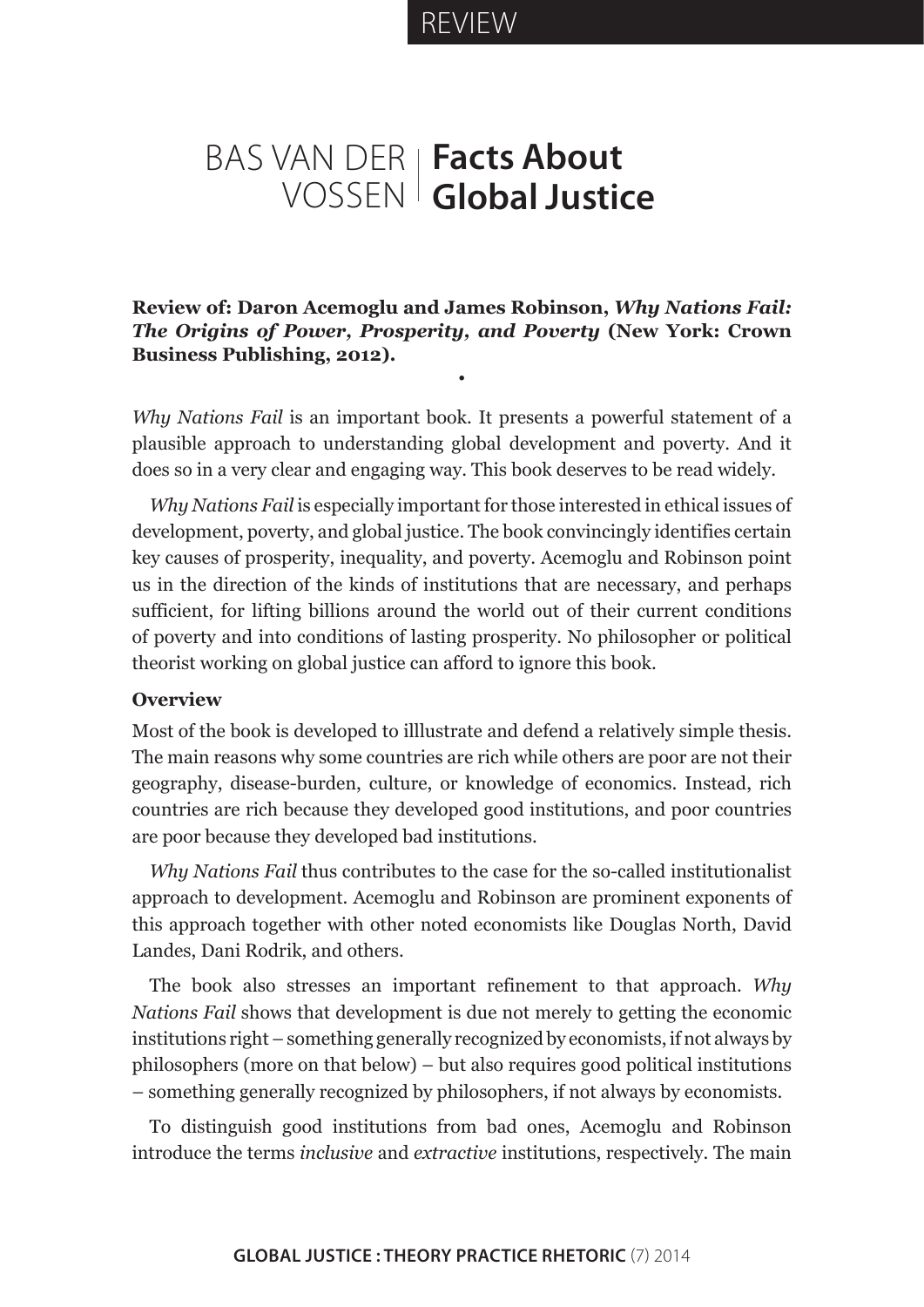REVIEW

# BAS VAN DER VOSSEN | Facts About Global Justice

**Review of: Daron Acemoglu and James Robinson, *Why Nations Fail: The Origins of Power, Prosperity, and Poverty* (New York: Crown Business Publishing, 2012).**

•

*Why Nations Fail* is an important book. It presents a powerful statement of a plausible approach to understanding global development and poverty. And it does so in a very clear and engaging way. This book deserves to be read widely.

*Why Nations Fail* is especially important for those interested in ethical issues of development, poverty, and global justice. The book convincingly identifies certain key causes of prosperity, inequality, and poverty. Acemoglu and Robinson point us in the direction of the kinds of institutions that are necessary, and perhaps sufficient, for lifting billions around the world out of their current conditions of poverty and into conditions of lasting prosperity. No philosopher or political theorist working on global justice can afford to ignore this book.

**Overview**

Most of the book is developed to illlustrate and defend a relatively simple thesis. The main reasons why some countries are rich while others are poor are not their geography, disease-burden, culture, or knowledge of economics. Instead, rich countries are rich because they developed good institutions, and poor countries are poor because they developed bad institutions.

*Why Nations Fail* thus contributes to the case for the so-called institutionalist approach to development. Acemoglu and Robinson are prominent exponents of this approach together with other noted economists like Douglas North, David Landes, Dani Rodrik, and others.

The book also stresses an important refinement to that approach. *Why Nations Fail* shows that development is due not merely to getting the economic institutions right – something generally recognized by economists, if not always by philosophers (more on that below) – but also requires good political institutions – something generally recognized by philosophers, if not always by economists.

To distinguish good institutions from bad ones, Acemoglu and Robinson introduce the terms *inclusive* and *extractive* institutions, respectively. The main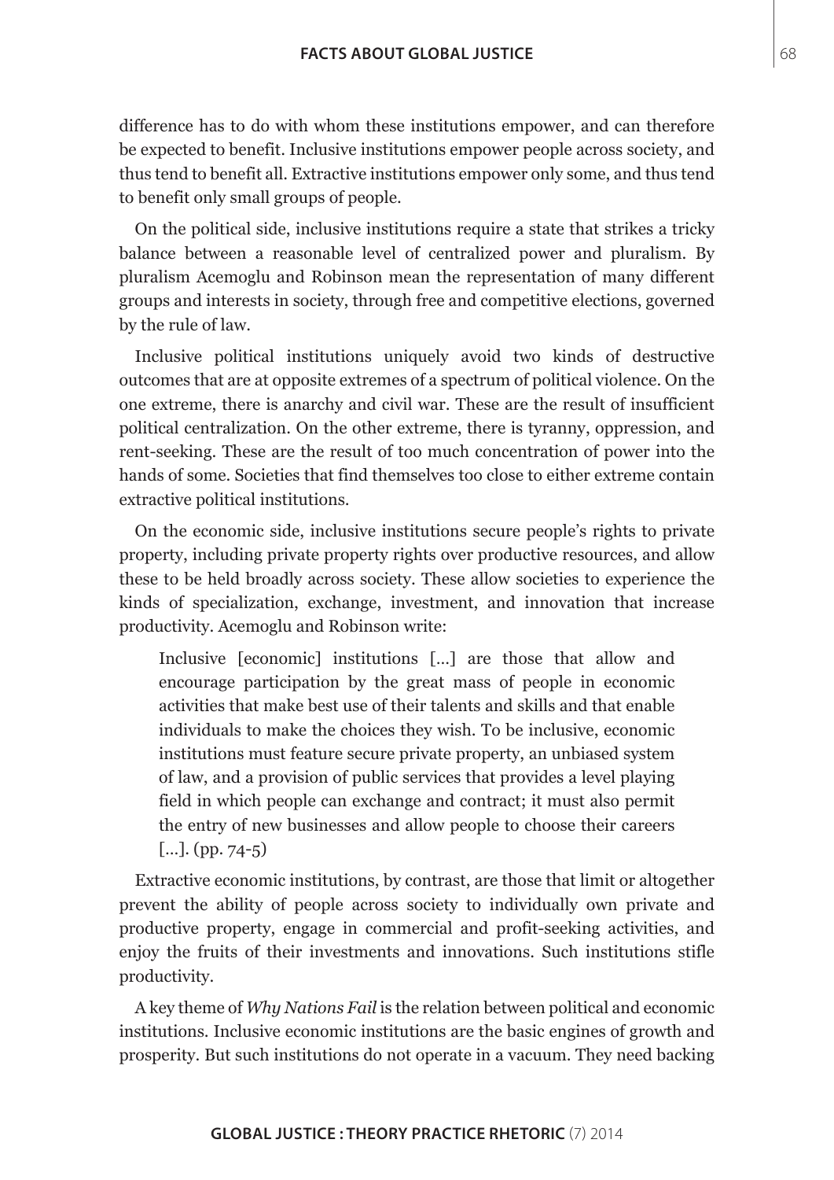difference has to do with whom these institutions empower, and can therefore be expected to benefit. Inclusive institutions empower people across society, and thus tend to benefit all. Extractive institutions empower only some, and thus tend to benefit only small groups of people.

On the political side, inclusive institutions require a state that strikes a tricky balance between a reasonable level of centralized power and pluralism. By pluralism Acemoglu and Robinson mean the representation of many different groups and interests in society, through free and competitive elections, governed by the rule of law.

Inclusive political institutions uniquely avoid two kinds of destructive outcomes that are at opposite extremes of a spectrum of political violence. On the one extreme, there is anarchy and civil war. These are the result of insufficient political centralization. On the other extreme, there is tyranny, oppression, and rent-seeking. These are the result of too much concentration of power into the hands of some. Societies that find themselves too close to either extreme contain extractive political institutions.

On the economic side, inclusive institutions secure people's rights to private property, including private property rights over productive resources, and allow these to be held broadly across society. These allow societies to experience the kinds of specialization, exchange, investment, and innovation that increase productivity. Acemoglu and Robinson write:

> Inclusive [economic] institutions [...] are those that allow and encourage participation by the great mass of people in economic activities that make best use of their talents and skills and that enable individuals to make the choices they wish. To be inclusive, economic institutions must feature secure private property, an unbiased system of law, and a provision of public services that provides a level playing field in which people can exchange and contract; it must also permit the entry of new businesses and allow people to choose their careers [...]. (pp. 74-5)

Extractive economic institutions, by contrast, are those that limit or altogether prevent the ability of people across society to individually own private and productive property, engage in commercial and profit-seeking activities, and enjoy the fruits of their investments and innovations. Such institutions stifle productivity.

A key theme of *Why Nations Fail* is the relation between political and economic institutions. Inclusive economic institutions are the basic engines of growth and prosperity. But such institutions do not operate in a vacuum. They need backing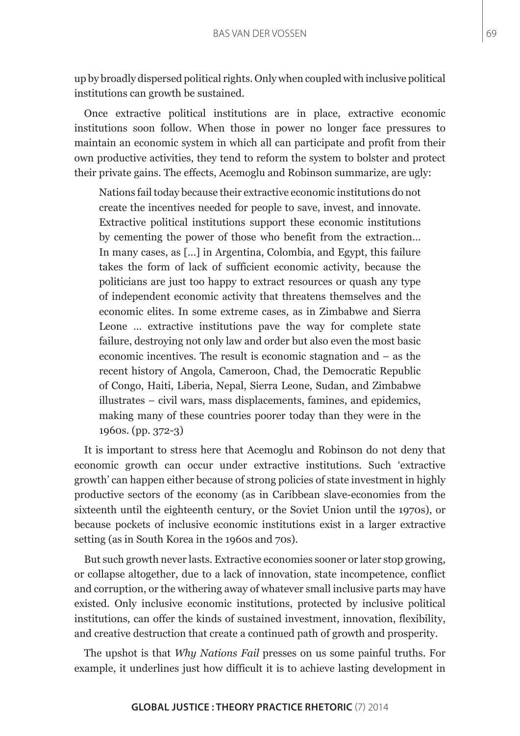up by broadly dispersed political rights. Only when coupled with inclusive political institutions can growth be sustained.

Once extractive political institutions are in place, extractive economic institutions soon follow. When those in power no longer face pressures to maintain an economic system in which all can participate and profit from their own productive activities, they tend to reform the system to bolster and protect their private gains. The effects, Acemoglu and Robinson summarize, are ugly:

> Nations fail today because their extractive economic institutions do not create the incentives needed for people to save, invest, and innovate. Extractive political institutions support these economic institutions by cementing the power of those who benefit from the extraction… In many cases, as […] in Argentina, Colombia, and Egypt, this failure takes the form of lack of sufficient economic activity, because the politicians are just too happy to extract resources or quash any type of independent economic activity that threatens themselves and the economic elites. In some extreme cases, as in Zimbabwe and Sierra Leone … extractive institutions pave the way for complete state failure, destroying not only law and order but also even the most basic economic incentives. The result is economic stagnation and – as the recent history of Angola, Cameroon, Chad, the Democratic Republic of Congo, Haiti, Liberia, Nepal, Sierra Leone, Sudan, and Zimbabwe illustrates – civil wars, mass displacements, famines, and epidemics, making many of these countries poorer today than they were in the 1960s. (pp. 372-3)

It is important to stress here that Acemoglu and Robinson do not deny that economic growth can occur under extractive institutions. Such 'extractive growth' can happen either because of strong policies of state investment in highly productive sectors of the economy (as in Caribbean slave-economies from the sixteenth until the eighteenth century, or the Soviet Union until the 1970s), or because pockets of inclusive economic institutions exist in a larger extractive setting (as in South Korea in the 1960s and 70s).

But such growth never lasts. Extractive economies sooner or later stop growing, or collapse altogether, due to a lack of innovation, state incompetence, conflict and corruption, or the withering away of whatever small inclusive parts may have existed. Only inclusive economic institutions, protected by inclusive political institutions, can offer the kinds of sustained investment, innovation, flexibility, and creative destruction that create a continued path of growth and prosperity.

The upshot is that *Why Nations Fail* presses on us some painful truths. For example, it underlines just how difficult it is to achieve lasting development in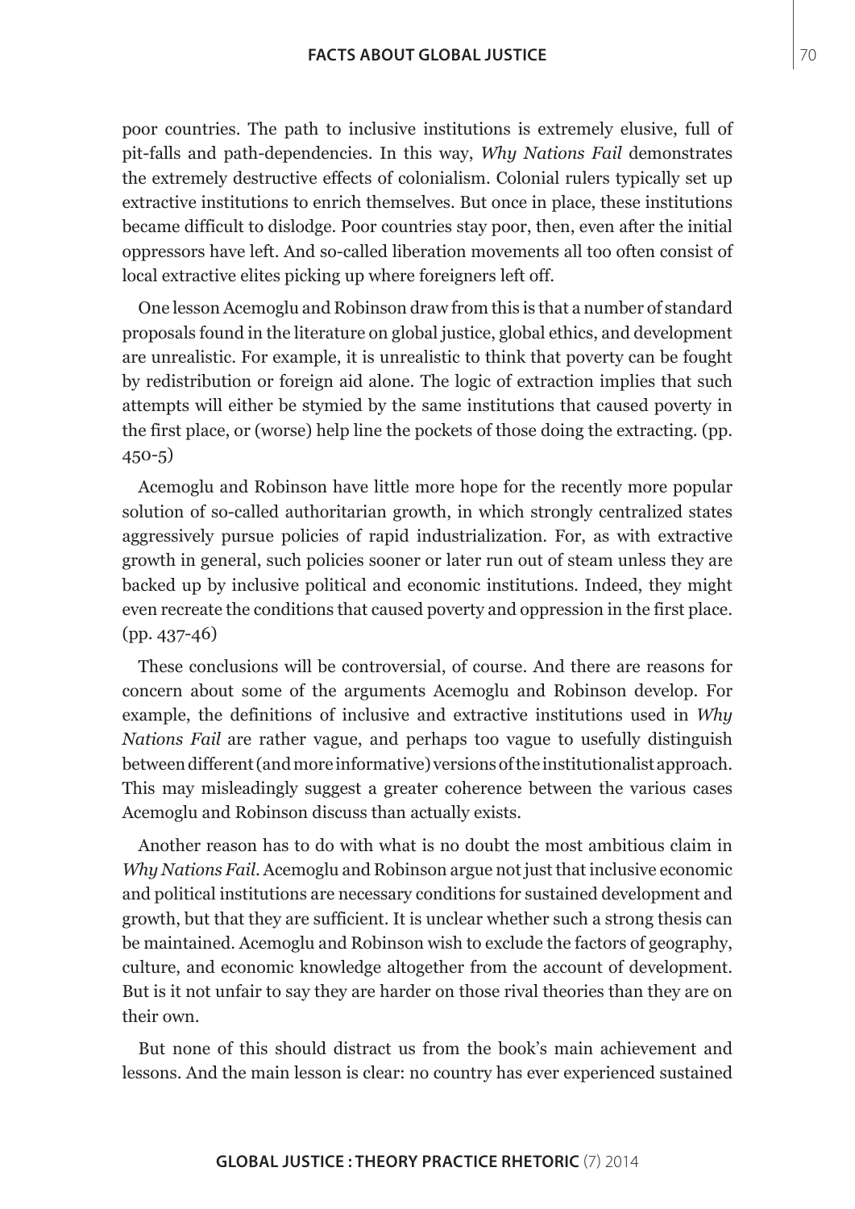poor countries. The path to inclusive institutions is extremely elusive, full of pit-falls and path-dependencies. In this way, *Why Nations Fail* demonstrates the extremely destructive effects of colonialism. Colonial rulers typically set up extractive institutions to enrich themselves. But once in place, these institutions became difficult to dislodge. Poor countries stay poor, then, even after the initial oppressors have left. And so-called liberation movements all too often consist of local extractive elites picking up where foreigners left off.

One lesson Acemoglu and Robinson draw from this is that a number of standard proposals found in the literature on global justice, global ethics, and development are unrealistic. For example, it is unrealistic to think that poverty can be fought by redistribution or foreign aid alone. The logic of extraction implies that such attempts will either be stymied by the same institutions that caused poverty in the first place, or (worse) help line the pockets of those doing the extracting. (pp. 450-5)

Acemoglu and Robinson have little more hope for the recently more popular solution of so-called authoritarian growth, in which strongly centralized states aggressively pursue policies of rapid industrialization. For, as with extractive growth in general, such policies sooner or later run out of steam unless they are backed up by inclusive political and economic institutions. Indeed, they might even recreate the conditions that caused poverty and oppression in the first place. (pp. 437-46)

These conclusions will be controversial, of course. And there are reasons for concern about some of the arguments Acemoglu and Robinson develop. For example, the definitions of inclusive and extractive institutions used in *Why Nations Fail* are rather vague, and perhaps too vague to usefully distinguish between different (and more informative) versions of the institutionalist approach. This may misleadingly suggest a greater coherence between the various cases Acemoglu and Robinson discuss than actually exists.

Another reason has to do with what is no doubt the most ambitious claim in *Why Nations Fail*. Acemoglu and Robinson argue not just that inclusive economic and political institutions are necessary conditions for sustained development and growth, but that they are sufficient. It is unclear whether such a strong thesis can be maintained. Acemoglu and Robinson wish to exclude the factors of geography, culture, and economic knowledge altogether from the account of development. But is it not unfair to say they are harder on those rival theories than they are on their own.

But none of this should distract us from the book's main achievement and lessons. And the main lesson is clear: no country has ever experienced sustained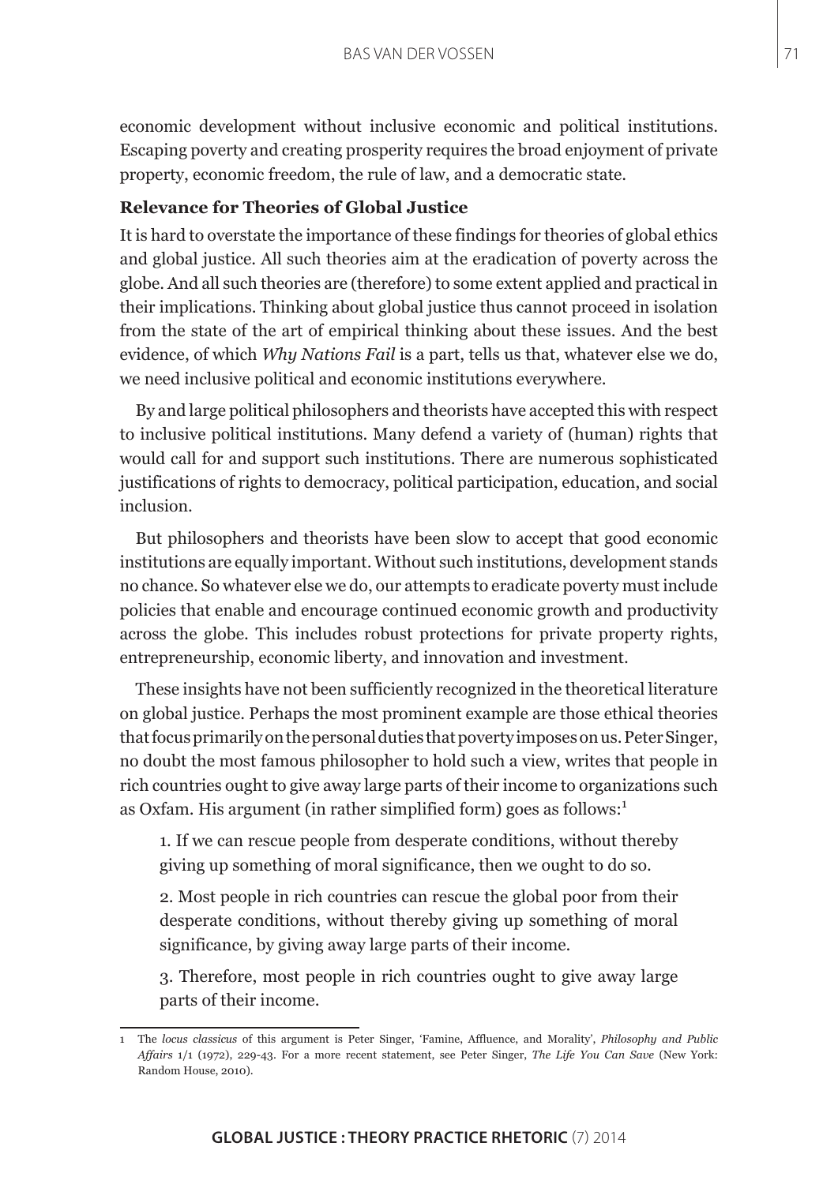economic development without inclusive economic and political institutions. Escaping poverty and creating prosperity requires the broad enjoyment of private property, economic freedom, the rule of law, and a democratic state.

### Relevance for Theories of Global Justice

It is hard to overstate the importance of these findings for theories of global ethics and global justice. All such theories aim at the eradication of poverty across the globe. And all such theories are (therefore) to some extent applied and practical in their implications. Thinking about global justice thus cannot proceed in isolation from the state of the art of empirical thinking about these issues. And the best evidence, of which *Why Nations Fail* is a part, tells us that, whatever else we do, we need inclusive political and economic institutions everywhere.

By and large political philosophers and theorists have accepted this with respect to inclusive political institutions. Many defend a variety of (human) rights that would call for and support such institutions. There are numerous sophisticated justifications of rights to democracy, political participation, education, and social inclusion.

But philosophers and theorists have been slow to accept that good economic institutions are equally important. Without such institutions, development stands no chance. So whatever else we do, our attempts to eradicate poverty must include policies that enable and encourage continued economic growth and productivity across the globe. This includes robust protections for private property rights, entrepreneurship, economic liberty, and innovation and investment.

These insights have not been sufficiently recognized in the theoretical literature on global justice. Perhaps the most prominent example are those ethical theories that focus primarily on the personal duties that poverty imposes on us. Peter Singer, no doubt the most famous philosopher to hold such a view, writes that people in rich countries ought to give away large parts of their income to organizations such as Oxfam. His argument (in rather simplified form) goes as follows:[1]

> 1. If we can rescue people from desperate conditions, without thereby giving up something of moral significance, then we ought to do so.
>
> 2. Most people in rich countries can rescue the global poor from their desperate conditions, without thereby giving up something of moral significance, by giving away large parts of their income.
>
> 3. Therefore, most people in rich countries ought to give away large parts of their income.

---

1 The *locus classicus* of this argument is Peter Singer, 'Famine, Affluence, and Morality', *Philosophy and Public Affairs* 1/1 (1972), 229-43. For a more recent statement, see Peter Singer, *The Life You Can Save* (New York: Random House, 2010).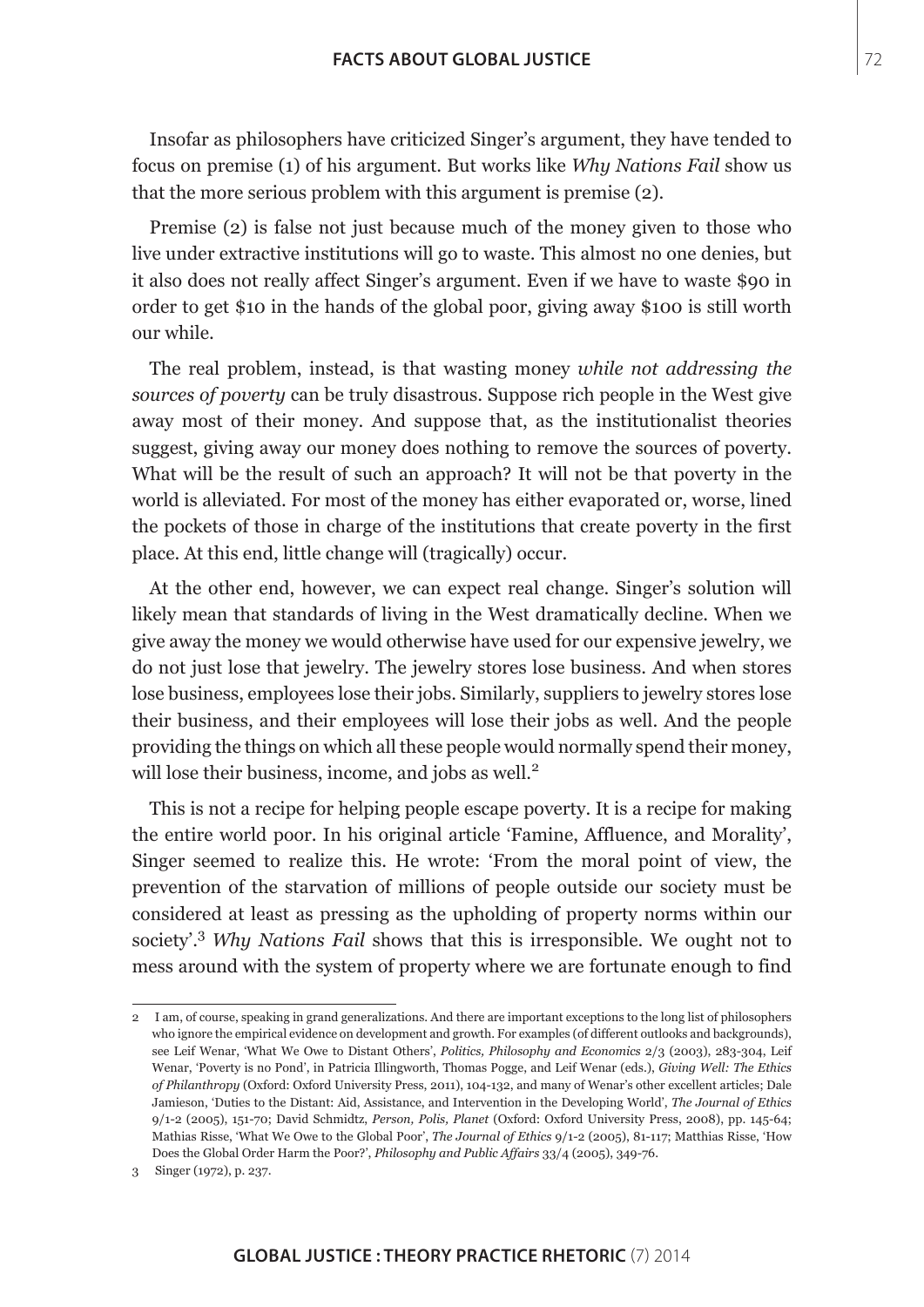Insofar as philosophers have criticized Singer's argument, they have tended to focus on premise (1) of his argument. But works like *Why Nations Fail* show us that the more serious problem with this argument is premise (2).

Premise (2) is false not just because much of the money given to those who live under extractive institutions will go to waste. This almost no one denies, but it also does not really affect Singer's argument. Even if we have to waste $90 in order to get $10 in the hands of the global poor, giving away $100 is still worth our while.

The real problem, instead, is that wasting money *while not addressing the sources of poverty* can be truly disastrous. Suppose rich people in the West give away most of their money. And suppose that, as the institutionalist theories suggest, giving away our money does nothing to remove the sources of poverty. What will be the result of such an approach? It will not be that poverty in the world is alleviated. For most of the money has either evaporated or, worse, lined the pockets of those in charge of the institutions that create poverty in the first place. At this end, little change will (tragically) occur.

At the other end, however, we can expect real change. Singer's solution will likely mean that standards of living in the West dramatically decline. When we give away the money we would otherwise have used for our expensive jewelry, we do not just lose that jewelry. The jewelry stores lose business. And when stores lose business, employees lose their jobs. Similarly, suppliers to jewelry stores lose their business, and their employees will lose their jobs as well. And the people providing the things on which all these people would normally spend their money, will lose their business, income, and jobs as well.[2]

This is not a recipe for helping people escape poverty. It is a recipe for making the entire world poor. In his original article 'Famine, Affluence, and Morality', Singer seemed to realize this. He wrote: 'From the moral point of view, the prevention of the starvation of millions of people outside our society must be considered at least as pressing as the upholding of property norms within our society'.[3] *Why Nations Fail* shows that this is irresponsible. We ought not to mess around with the system of property where we are fortunate enough to find

---

2 I am, of course, speaking in grand generalizations. And there are important exceptions to the long list of philosophers who ignore the empirical evidence on development and growth. For examples (of different outlooks and backgrounds), see Leif Wenar, 'What We Owe to Distant Others', *Politics, Philosophy and Economics* 2/3 (2003), 283-304, Leif Wenar, 'Poverty is no Pond', in Patricia Illingworth, Thomas Pogge, and Leif Wenar (eds.), *Giving Well: The Ethics of Philanthropy* (Oxford: Oxford University Press, 2011), 104-132, and many of Wenar's other excellent articles; Dale Jamieson, 'Duties to the Distant: Aid, Assistance, and Intervention in the Developing World', *The Journal of Ethics* 9/1-2 (2005), 151-70; David Schmidtz, *Person, Polis, Planet* (Oxford: Oxford University Press, 2008), pp. 145-64; Mathias Risse, 'What We Owe to the Global Poor', *The Journal of Ethics* 9/1-2 (2005), 81-117; Matthias Risse, 'How Does the Global Order Harm the Poor?', *Philosophy and Public Affairs* 33/4 (2005), 349-76.

3 Singer (1972), p. 237.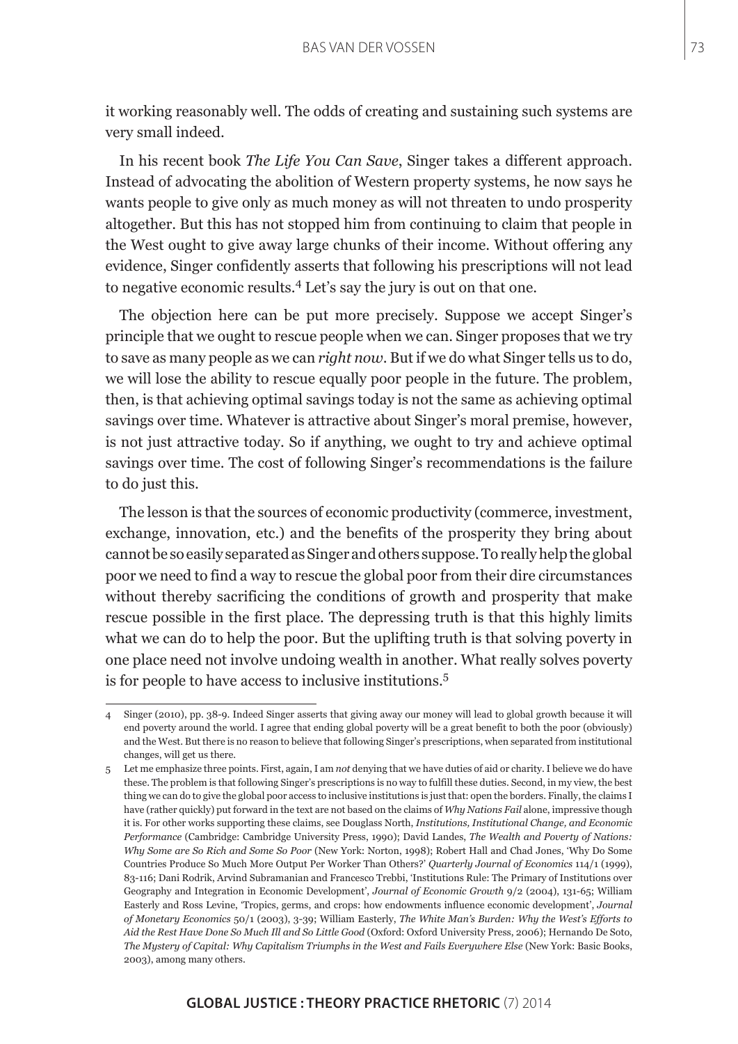it working reasonably well. The odds of creating and sustaining such systems are very small indeed.

In his recent book *The Life You Can Save*, Singer takes a different approach. Instead of advocating the abolition of Western property systems, he now says he wants people to give only as much money as will not threaten to undo prosperity altogether. But this has not stopped him from continuing to claim that people in the West ought to give away large chunks of their income. Without offering any evidence, Singer confidently asserts that following his prescriptions will not lead to negative economic results.[4] Let's say the jury is out on that one.

The objection here can be put more precisely. Suppose we accept Singer's principle that we ought to rescue people when we can. Singer proposes that we try to save as many people as we can *right now*. But if we do what Singer tells us to do, we will lose the ability to rescue equally poor people in the future. The problem, then, is that achieving optimal savings today is not the same as achieving optimal savings over time. Whatever is attractive about Singer's moral premise, however, is not just attractive today. So if anything, we ought to try and achieve optimal savings over time. The cost of following Singer's recommendations is the failure to do just this.

The lesson is that the sources of economic productivity (commerce, investment, exchange, innovation, etc.) and the benefits of the prosperity they bring about cannot be so easily separated as Singer and others suppose. To really help the global poor we need to find a way to rescue the global poor from their dire circumstances without thereby sacrificing the conditions of growth and prosperity that make rescue possible in the first place. The depressing truth is that this highly limits what we can do to help the poor. But the uplifting truth is that solving poverty in one place need not involve undoing wealth in another. What really solves poverty is for people to have access to inclusive institutions.[5]

---

4 Singer (2010), pp. 38-9. Indeed Singer asserts that giving away our money will lead to global growth because it will end poverty around the world. I agree that ending global poverty will be a great benefit to both the poor (obviously) and the West. But there is no reason to believe that following Singer's prescriptions, when separated from institutional changes, will get us there.

5 Let me emphasize three points. First, again, I am *not* denying that we have duties of aid or charity. I believe we do have these. The problem is that following Singer's prescriptions is no way to fulfill these duties. Second, in my view, the best thing we can do to give the global poor access to inclusive institutions is just that: open the borders. Finally, the claims I have (rather quickly) put forward in the text are not based on the claims of *Why Nations Fail* alone, impressive though it is. For other works supporting these claims, see Douglass North, *Institutions, Institutional Change, and Economic Performance* (Cambridge: Cambridge University Press, 1990); David Landes, *The Wealth and Poverty of Nations: Why Some are So Rich and Some So Poor* (New York: Norton, 1998); Robert Hall and Chad Jones, 'Why Do Some Countries Produce So Much More Output Per Worker Than Others?' *Quarterly Journal of Economics* 114/1 (1999), 83-116; Dani Rodrik, Arvind Subramanian and Francesco Trebbi, 'Institutions Rule: The Primary of Institutions over Geography and Integration in Economic Development', *Journal of Economic Growth* 9/2 (2004), 131-65; William Easterly and Ross Levine, 'Tropics, germs, and crops: how endowments influence economic development', *Journal of Monetary Economics* 50/1 (2003), 3-39; William Easterly, *The White Man's Burden: Why the West's Efforts to Aid the Rest Have Done So Much Ill and So Little Good* (Oxford: Oxford University Press, 2006); Hernando De Soto, *The Mystery of Capital: Why Capitalism Triumphs in the West and Fails Everywhere Else* (New York: Basic Books, 2003), among many others.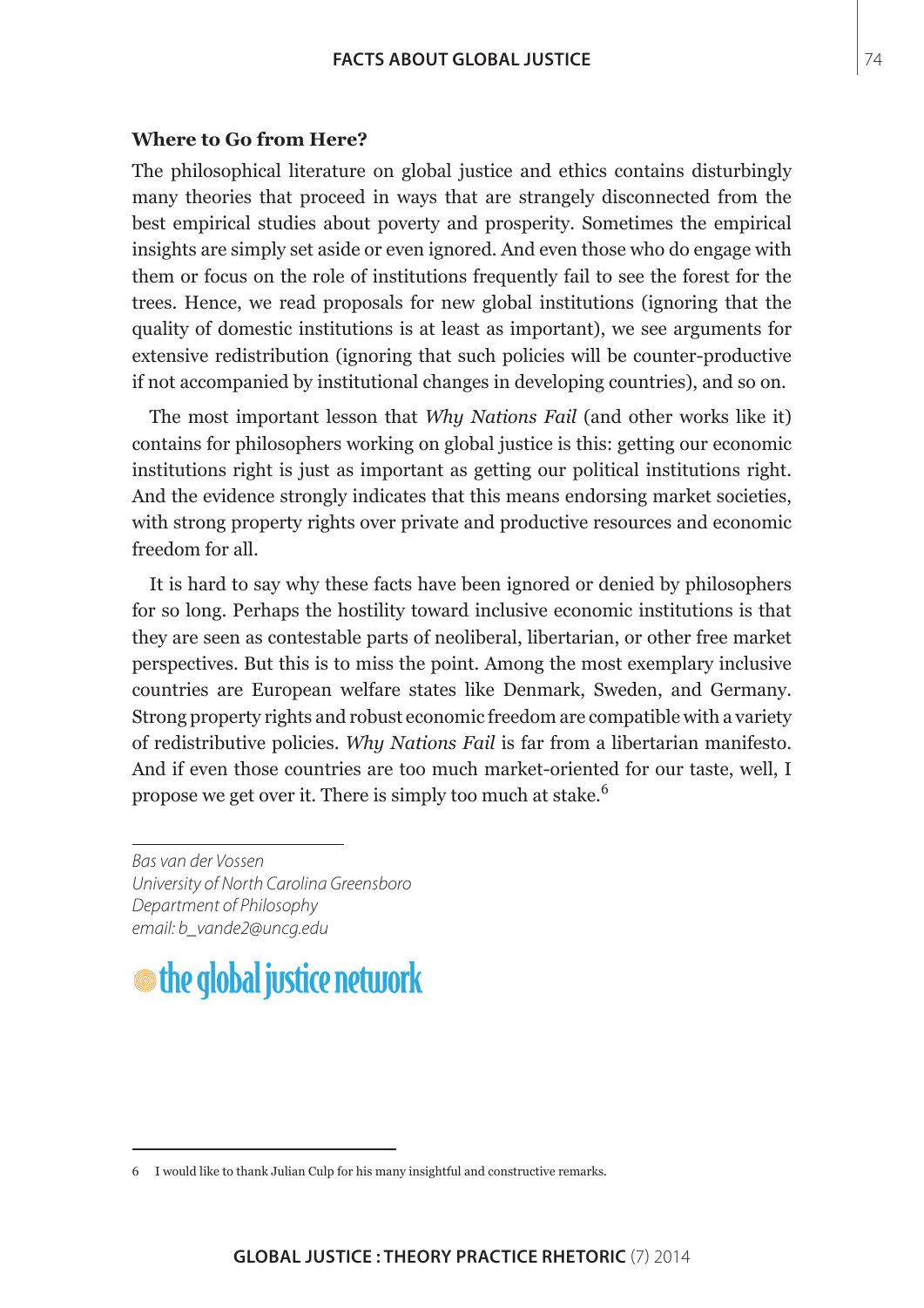### Where to Go from Here?

The philosophical literature on global justice and ethics contains disturbingly many theories that proceed in ways that are strangely disconnected from the best empirical studies about poverty and prosperity. Sometimes the empirical insights are simply set aside or even ignored. And even those who do engage with them or focus on the role of institutions frequently fail to see the forest for the trees. Hence, we read proposals for new global institutions (ignoring that the quality of domestic institutions is at least as important), we see arguments for extensive redistribution (ignoring that such policies will be counter-productive if not accompanied by institutional changes in developing countries), and so on.

The most important lesson that *Why Nations Fail* (and other works like it) contains for philosophers working on global justice is this: getting our economic institutions right is just as important as getting our political institutions right. And the evidence strongly indicates that this means endorsing market societies, with strong property rights over private and productive resources and economic freedom for all.

It is hard to say why these facts have been ignored or denied by philosophers for so long. Perhaps the hostility toward inclusive economic institutions is that they are seen as contestable parts of neoliberal, libertarian, or other free market perspectives. But this is to miss the point. Among the most exemplary inclusive countries are European welfare states like Denmark, Sweden, and Germany. Strong property rights and robust economic freedom are compatible with a variety of redistributive policies. *Why Nations Fail* is far from a libertarian manifesto. And if even those countries are too much market-oriented for our taste, well, I propose we get over it. There is simply too much at stake.[6]

---

*Bas van der Vossen*
*University of North Carolina Greensboro*
*Department of Philosophy*
*email: b_vande2@uncg.edu*

the global justice network

---

6 I would like to thank Julian Culp for his many insightful and constructive remarks.